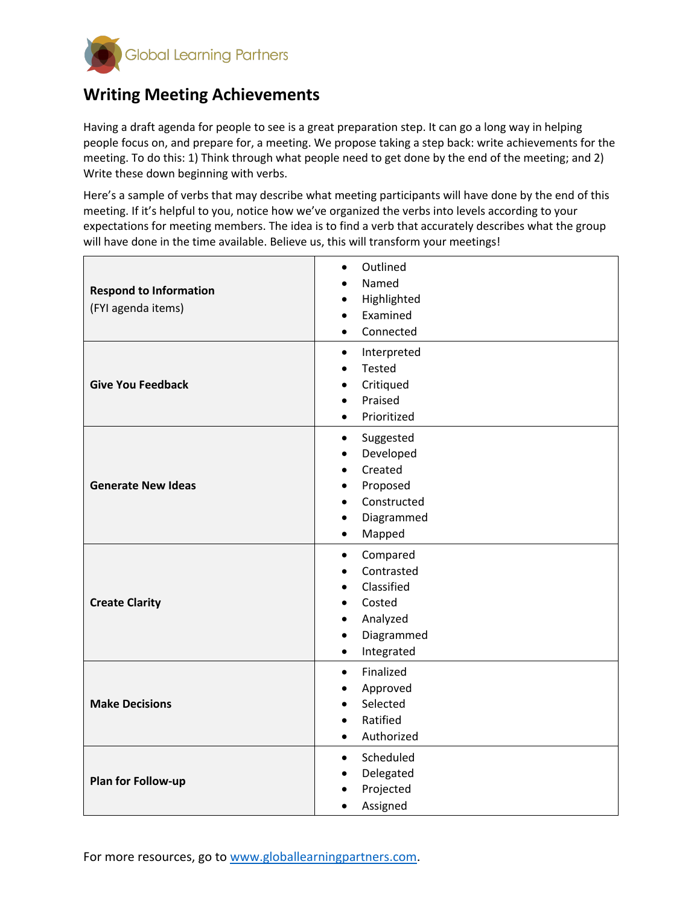Global Learning Partners

# Writing Meeting Achievements

Having a draft agenda for people to see is a great preparation step. It can go a long way in helping people focus on, and prepare for, a meeting. We propose taking a step back: write achievements for the meeting. To do this: 1) Think through what people need to get done by the end of the meeting; and 2) Write these down beginning with verbs.

Here's a sample of verbs that may describe what meeting participants will have done by the end of this meeting. If it's helpful to you, notice how we've organized the verbs into levels according to your expectations for meeting members. The idea is to find a verb that accurately describes what the group will have done in the time available. Believe us, this will transform your meetings!

| | |
|---|---|
| **Respond to Information** (FYI agenda items) | • Outlined<br>• Named<br>• Highlighted<br>• Examined<br>• Connected |
| **Give You Feedback** | • Interpreted<br>• Tested<br>• Critiqued<br>• Praised<br>• Prioritized |
| **Generate New Ideas** | • Suggested<br>• Developed<br>• Created<br>• Proposed<br>• Constructed<br>• Diagrammed<br>• Mapped |
| **Create Clarity** | • Compared<br>• Contrasted<br>• Classified<br>• Costed<br>• Analyzed<br>• Diagrammed<br>• Integrated |
| **Make Decisions** | • Finalized<br>• Approved<br>• Selected<br>• Ratified<br>• Authorized |
| **Plan for Follow-up** | • Scheduled<br>• Delegated<br>• Projected<br>• Assigned |

For more resources, go to [www.globallearningpartners.com](http://www.globallearningpartners.com).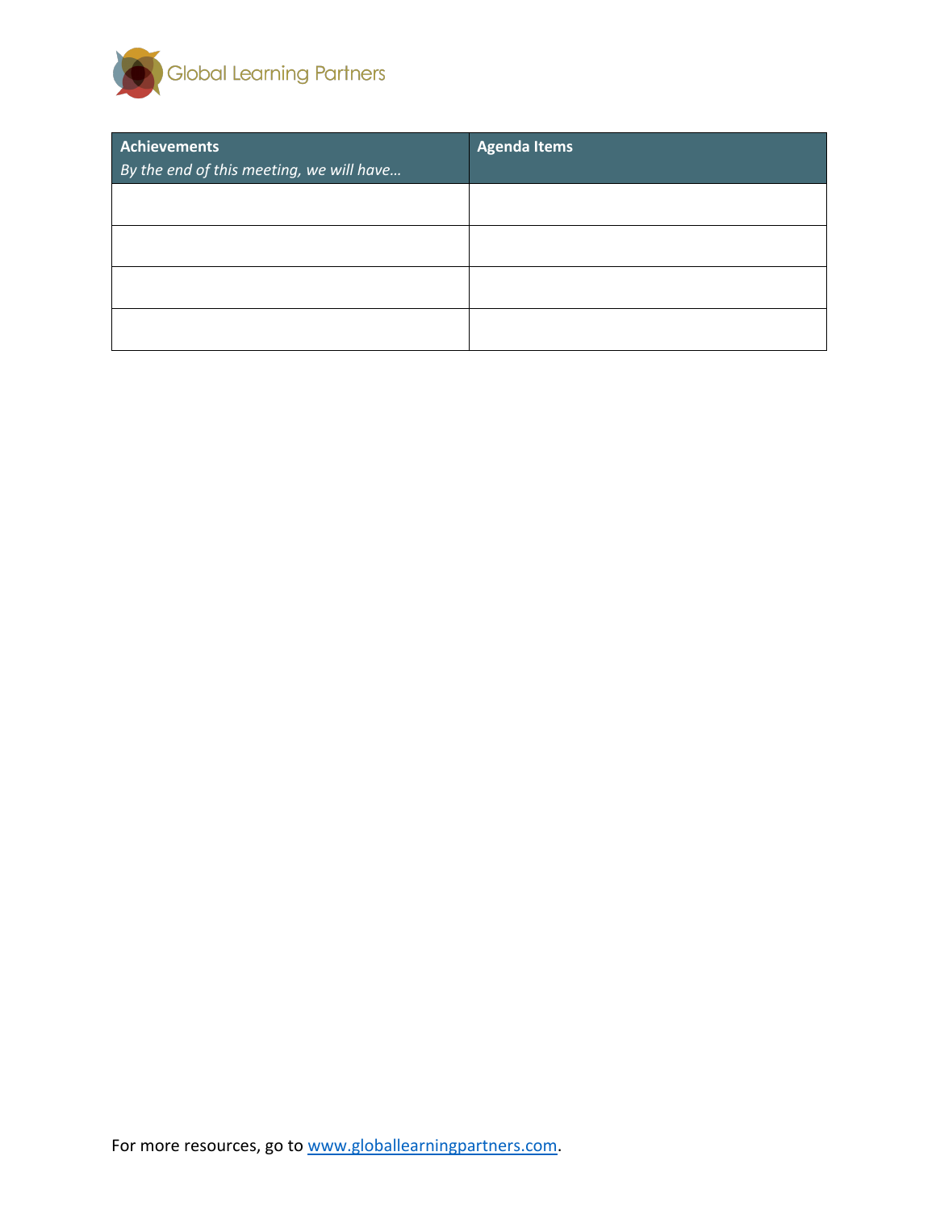Global Learning Partners

| Achievements<br>*By the end of this meeting, we will have…* | Agenda Items |
|---|---|
| | |
| | |
| | |
| | |

For more resources, go to www.globallearningpartners.com.